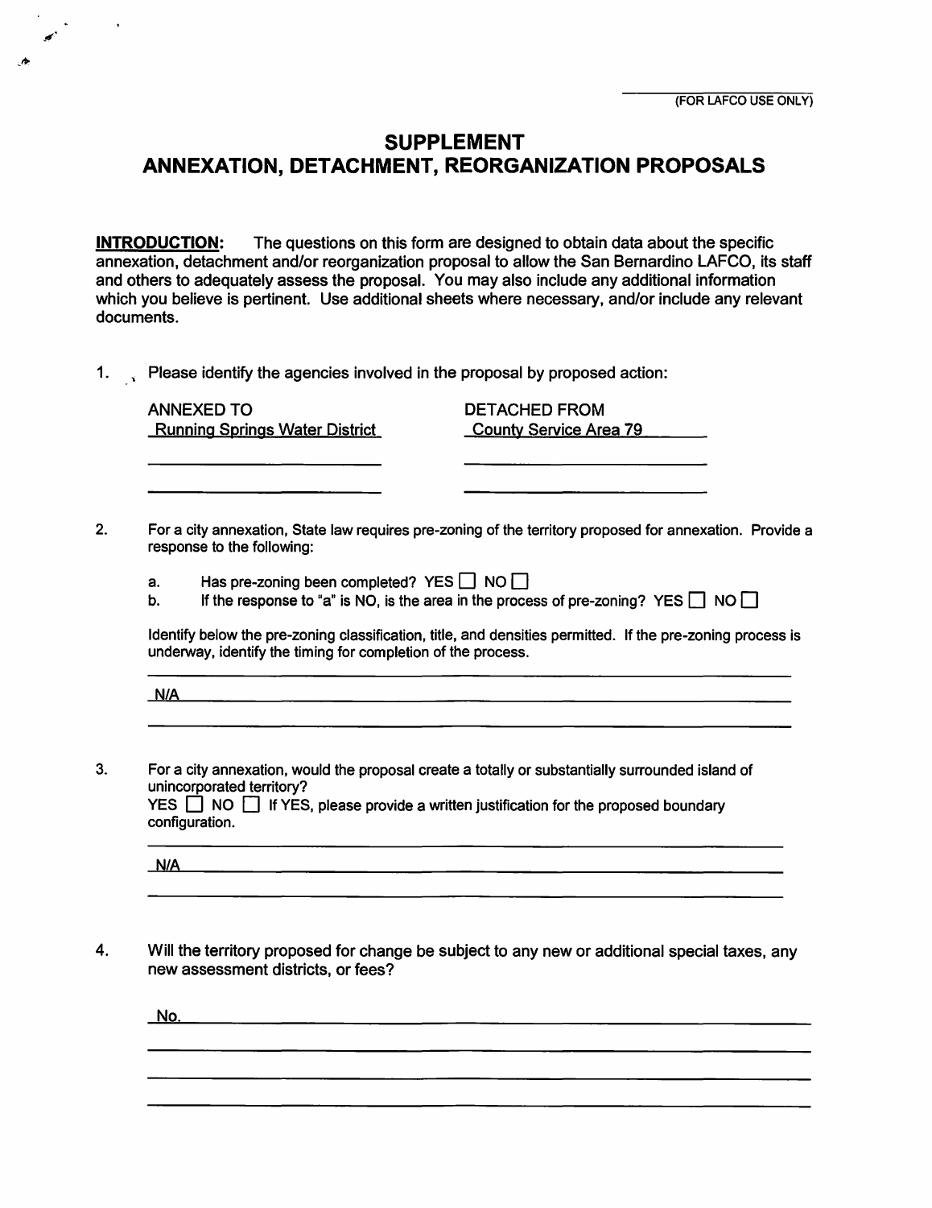(FOR LAFCO USE ONLY)

# SUPPLEMENT
# ANNEXATION, DETACHMENT, REORGANIZATION PROPOSALS

**INTRODUCTION:** The questions on this form are designed to obtain data about the specific annexation, detachment and/or reorganization proposal to allow the San Bernardino LAFCO, its staff and others to adequately assess the proposal. You may also include any additional information which you believe is pertinent. Use additional sheets where necessary, and/or include any relevant documents.

1. Please identify the agencies involved in the proposal by proposed action:

| ANNEXED TO | DETACHED FROM |
|---|---|
| Running Springs Water District | County Service Area 79 |

2. For a city annexation, State law requires pre-zoning of the territory proposed for annexation. Provide a response to the following:

   a. Has pre-zoning been completed? YES ☐ NO ☐
   
   b. If the response to "a" is NO, is the area in the process of pre-zoning? YES ☐ NO ☐

   Identify below the pre-zoning classification, title, and densities permitted. If the pre-zoning process is underway, identify the timing for completion of the process.

   N/A

3. For a city annexation, would the proposal create a totally or substantially surrounded island of unincorporated territory?
   YES ☐ NO ☐ If YES, please provide a written justification for the proposed boundary configuration.

   N/A

4. Will the territory proposed for change be subject to any new or additional special taxes, any new assessment districts, or fees?

   No.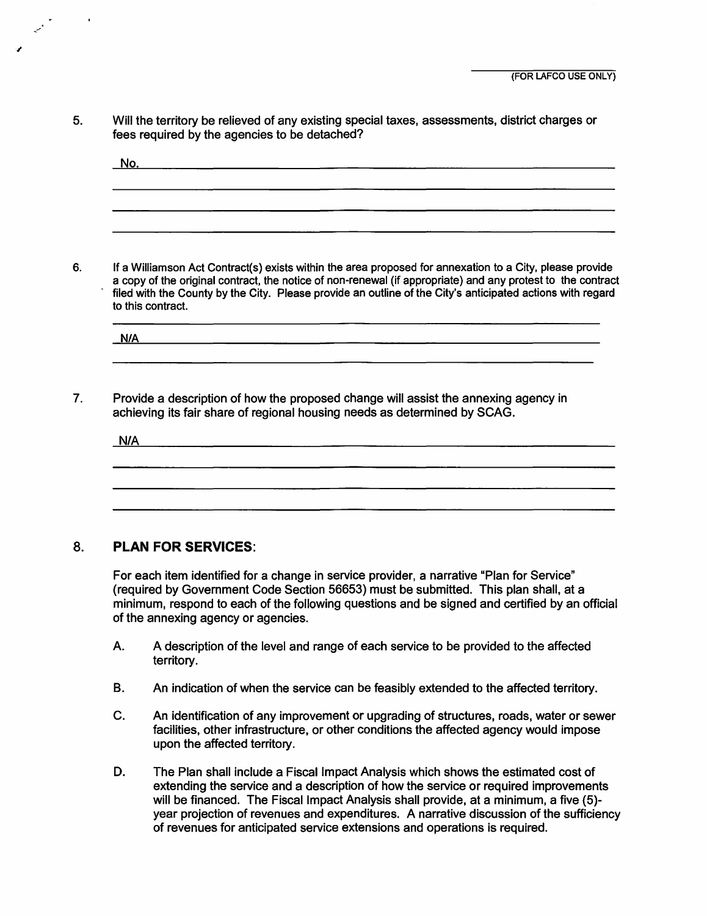(FOR LAFCO USE ONLY)

5. Will the territory be relieved of any existing special taxes, assessments, district charges or fees required by the agencies to be detached?

   No.

6. If a Williamson Act Contract(s) exists within the area proposed for annexation to a City, please provide a copy of the original contract, the notice of non-renewal (if appropriate) and any protest to the contract filed with the County by the City. Please provide an outline of the City's anticipated actions with regard to this contract.

   N/A

7. Provide a description of how the proposed change will assist the annexing agency in achieving its fair share of regional housing needs as determined by SCAG.

   N/A

## 8. PLAN FOR SERVICES:

For each item identified for a change in service provider, a narrative "Plan for Service" (required by Government Code Section 56653) must be submitted. This plan shall, at a minimum, respond to each of the following questions and be signed and certified by an official of the annexing agency or agencies.

A. A description of the level and range of each service to be provided to the affected territory.

B. An indication of when the service can be feasibly extended to the affected territory.

C. An identification of any improvement or upgrading of structures, roads, water or sewer facilities, other infrastructure, or other conditions the affected agency would impose upon the affected territory.

D. The Plan shall include a Fiscal Impact Analysis which shows the estimated cost of extending the service and a description of how the service or required improvements will be financed. The Fiscal Impact Analysis shall provide, at a minimum, a five (5)-year projection of revenues and expenditures. A narrative discussion of the sufficiency of revenues for anticipated service extensions and operations is required.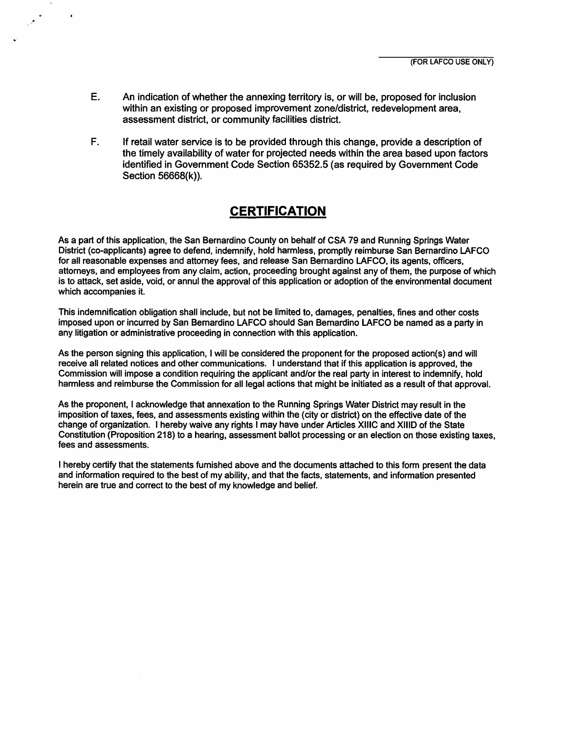(FOR LAFCO USE ONLY)

E. An indication of whether the annexing territory is, or will be, proposed for inclusion within an existing or proposed improvement zone/district, redevelopment area, assessment district, or community facilities district.

F. If retail water service is to be provided through this change, provide a description of the timely availability of water for projected needs within the area based upon factors identified in Government Code Section 65352.5 (as required by Government Code Section 56668(k)).

## CERTIFICATION

As a part of this application, the San Bernardino County on behalf of CSA 79 and Running Springs Water District (co-applicants) agree to defend, indemnify, hold harmless, promptly reimburse San Bernardino LAFCO for all reasonable expenses and attorney fees, and release San Bernardino LAFCO, its agents, officers, attorneys, and employees from any claim, action, proceeding brought against any of them, the purpose of which is to attack, set aside, void, or annul the approval of this application or adoption of the environmental document which accompanies it.

This indemnification obligation shall include, but not be limited to, damages, penalties, fines and other costs imposed upon or incurred by San Bernardino LAFCO should San Bernardino LAFCO be named as a party in any litigation or administrative proceeding in connection with this application.

As the person signing this application, I will be considered the proponent for the proposed action(s) and will receive all related notices and other communications. I understand that if this application is approved, the Commission will impose a condition requiring the applicant and/or the real party in interest to indemnify, hold harmless and reimburse the Commission for all legal actions that might be initiated as a result of that approval.

As the proponent, I acknowledge that annexation to the Running Springs Water District may result in the imposition of taxes, fees, and assessments existing within the (city or district) on the effective date of the change of organization. I hereby waive any rights I may have under Articles XIIIC and XIIID of the State Constitution (Proposition 218) to a hearing, assessment ballot processing or an election on those existing taxes, fees and assessments.

I hereby certify that the statements furnished above and the documents attached to this form present the data and information required to the best of my ability, and that the facts, statements, and information presented herein are true and correct to the best of my knowledge and belief.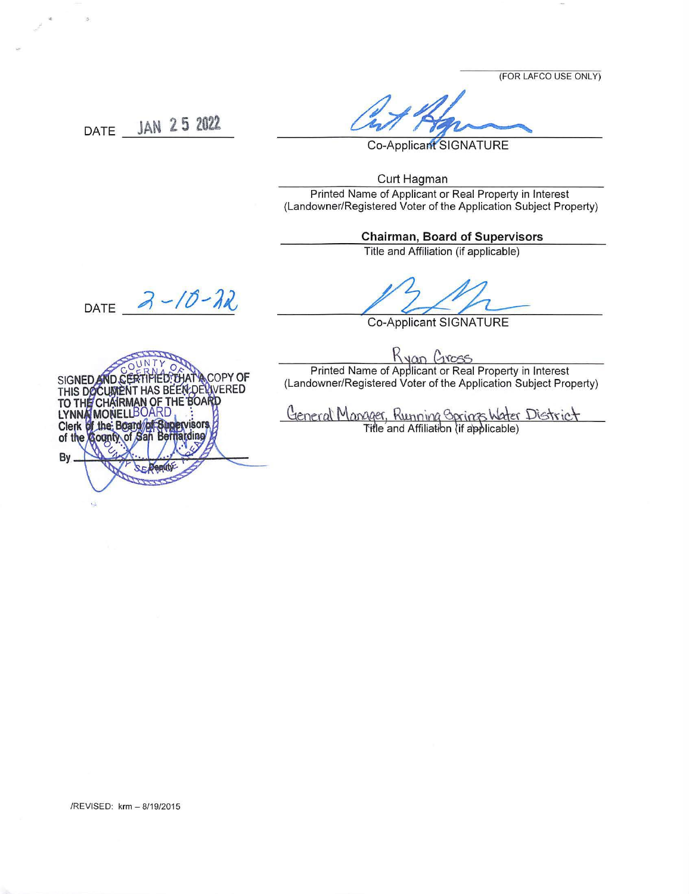(FOR LAFCO USE ONLY)

DATE JAN 25 2022

Co-Applicant SIGNATURE

Curt Hagman

Printed Name of Applicant or Real Property in Interest
(Landowner/Registered Voter of the Application Subject Property)

**Chairman, Board of Supervisors**

Title and Affiliation (if applicable)

DATE 2-10-22

Co-Applicant SIGNATURE

Ryan Gross

Printed Name of Applicant or Real Property in Interest
(Landowner/Registered Voter of the Application Subject Property)

General Manager, Running Springs Water District

Title and Affiliation (if applicable)

SIGNED AND CERTIFIED THAT A COPY OF THIS DOCUMENT HAS BEEN DELIVERED TO THE CHAIRMAN OF THE BOARD
LYNNA MONELL
Clerk of the Board of Supervisors
of the County of San Bernardino

By ______ Deputy

/REVISED: krm – 8/19/2015